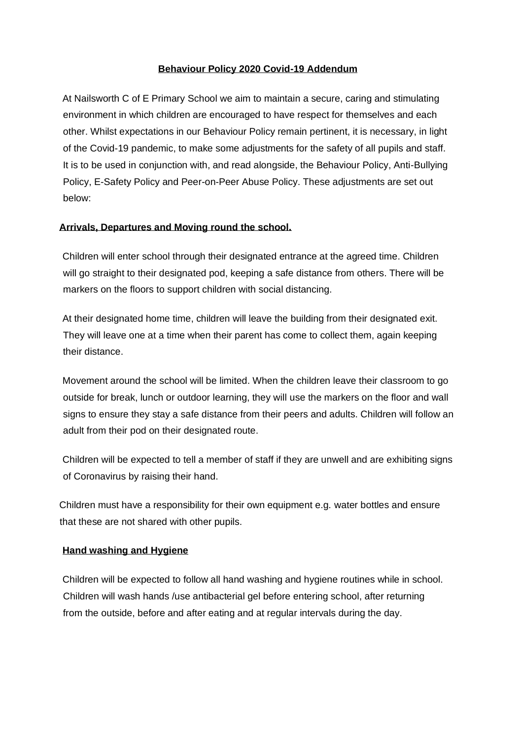# Behaviour Policy 2020 Covid-19 Addendum

At Nailsworth C of E Primary School we aim to maintain a secure, caring and stimulating environment in which children are encouraged to have respect for themselves and each other. Whilst expectations in our Behaviour Policy remain pertinent, it is necessary, in light of the Covid-19 pandemic, to make some adjustments for the safety of all pupils and staff. It is to be used in conjunction with, and read alongside, the Behaviour Policy, Anti-Bullying Policy, E-Safety Policy and Peer-on-Peer Abuse Policy. These adjustments are set out below:

## Arrivals, Departures and Moving round the school.

Children will enter school through their designated entrance at the agreed time. Children will go straight to their designated pod, keeping a safe distance from others. There will be markers on the floors to support children with social distancing.

At their designated home time, children will leave the building from their designated exit. They will leave one at a time when their parent has come to collect them, again keeping their distance.

Movement around the school will be limited. When the children leave their classroom to go outside for break, lunch or outdoor learning, they will use the markers on the floor and wall signs to ensure they stay a safe distance from their peers and adults. Children will follow an adult from their pod on their designated route.

Children will be expected to tell a member of staff if they are unwell and are exhibiting signs of Coronavirus by raising their hand.

Children must have a responsibility for their own equipment e.g. water bottles and ensure that these are not shared with other pupils.

## Hand washing and Hygiene

Children will be expected to follow all hand washing and hygiene routines while in school. Children will wash hands /use antibacterial gel before entering school, after returning from the outside, before and after eating and at regular intervals during the day.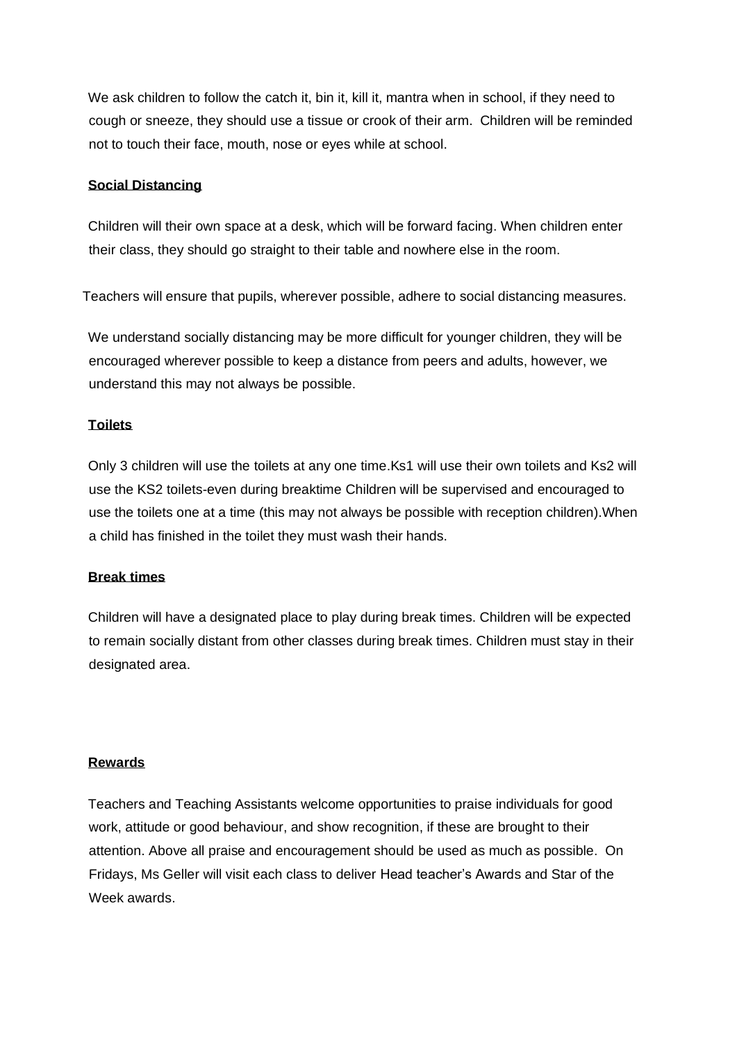We ask children to follow the catch it, bin it, kill it, mantra when in school, if they need to cough or sneeze, they should use a tissue or crook of their arm. Children will be reminded not to touch their face, mouth, nose or eyes while at school.

**Social Distancing**

Children will their own space at a desk, which will be forward facing. When children enter their class, they should go straight to their table and nowhere else in the room.

Teachers will ensure that pupils, wherever possible, adhere to social distancing measures.

We understand socially distancing may be more difficult for younger children, they will be encouraged wherever possible to keep a distance from peers and adults, however, we understand this may not always be possible.

**Toilets**

Only 3 children will use the toilets at any one time.Ks1 will use their own toilets and Ks2 will use the KS2 toilets-even during breaktime Children will be supervised and encouraged to use the toilets one at a time (this may not always be possible with reception children).When a child has finished in the toilet they must wash their hands.

**Break times**

Children will have a designated place to play during break times. Children will be expected to remain socially distant from other classes during break times. Children must stay in their designated area.

**Rewards**

Teachers and Teaching Assistants welcome opportunities to praise individuals for good work, attitude or good behaviour, and show recognition, if these are brought to their attention. Above all praise and encouragement should be used as much as possible. On Fridays, Ms Geller will visit each class to deliver Head teacher's Awards and Star of the Week awards.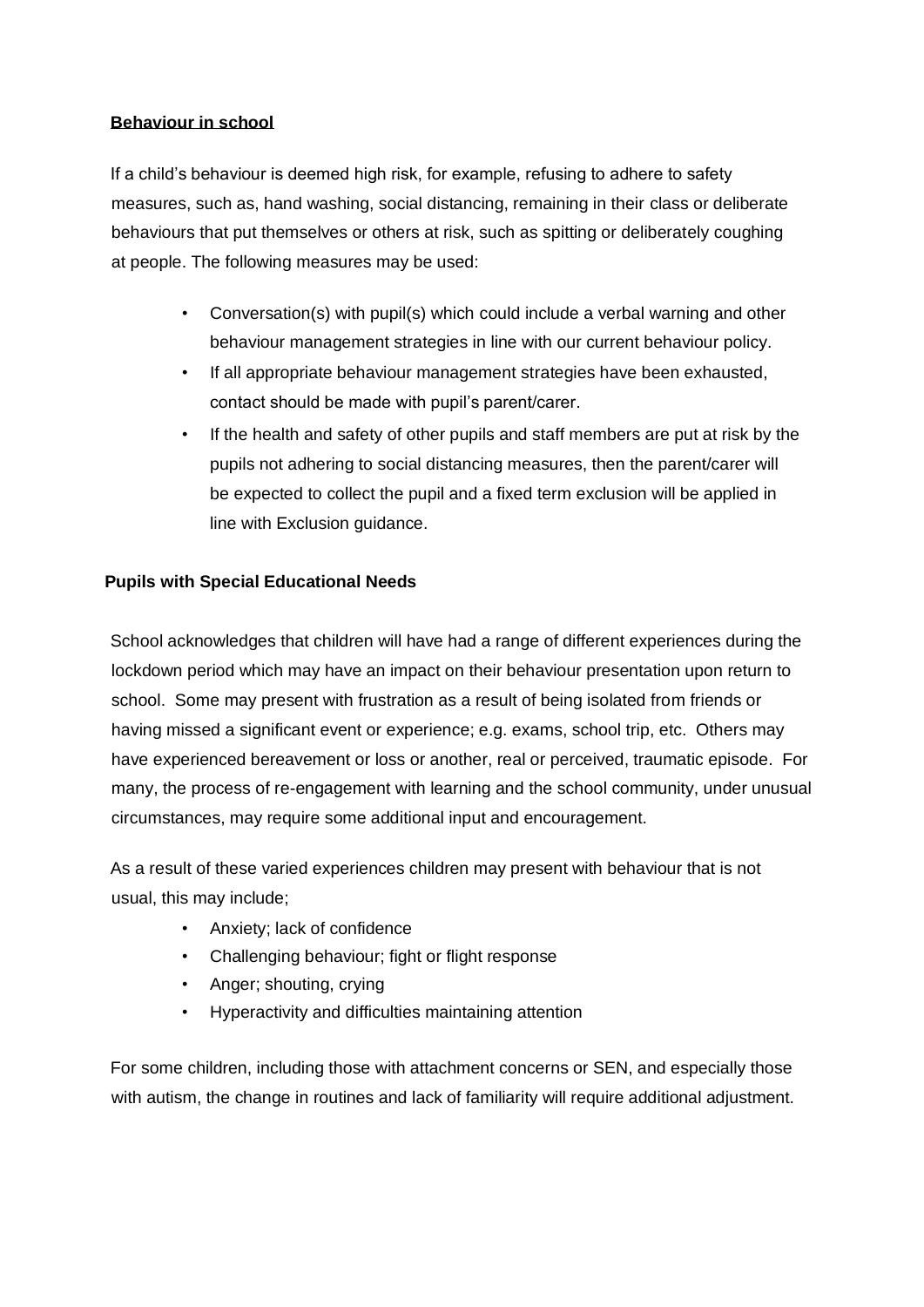## Behaviour in school

If a child's behaviour is deemed high risk, for example, refusing to adhere to safety measures, such as, hand washing, social distancing, remaining in their class or deliberate behaviours that put themselves or others at risk, such as spitting or deliberately coughing at people. The following measures may be used:

- Conversation(s) with pupil(s) which could include a verbal warning and other behaviour management strategies in line with our current behaviour policy.
- If all appropriate behaviour management strategies have been exhausted, contact should be made with pupil's parent/carer.
- If the health and safety of other pupils and staff members are put at risk by the pupils not adhering to social distancing measures, then the parent/carer will be expected to collect the pupil and a fixed term exclusion will be applied in line with Exclusion guidance.

## Pupils with Special Educational Needs

School acknowledges that children will have had a range of different experiences during the lockdown period which may have an impact on their behaviour presentation upon return to school. Some may present with frustration as a result of being isolated from friends or having missed a significant event or experience; e.g. exams, school trip, etc. Others may have experienced bereavement or loss or another, real or perceived, traumatic episode. For many, the process of re-engagement with learning and the school community, under unusual circumstances, may require some additional input and encouragement.

As a result of these varied experiences children may present with behaviour that is not usual, this may include;

- Anxiety; lack of confidence
- Challenging behaviour; fight or flight response
- Anger; shouting, crying
- Hyperactivity and difficulties maintaining attention

For some children, including those with attachment concerns or SEN, and especially those with autism, the change in routines and lack of familiarity will require additional adjustment.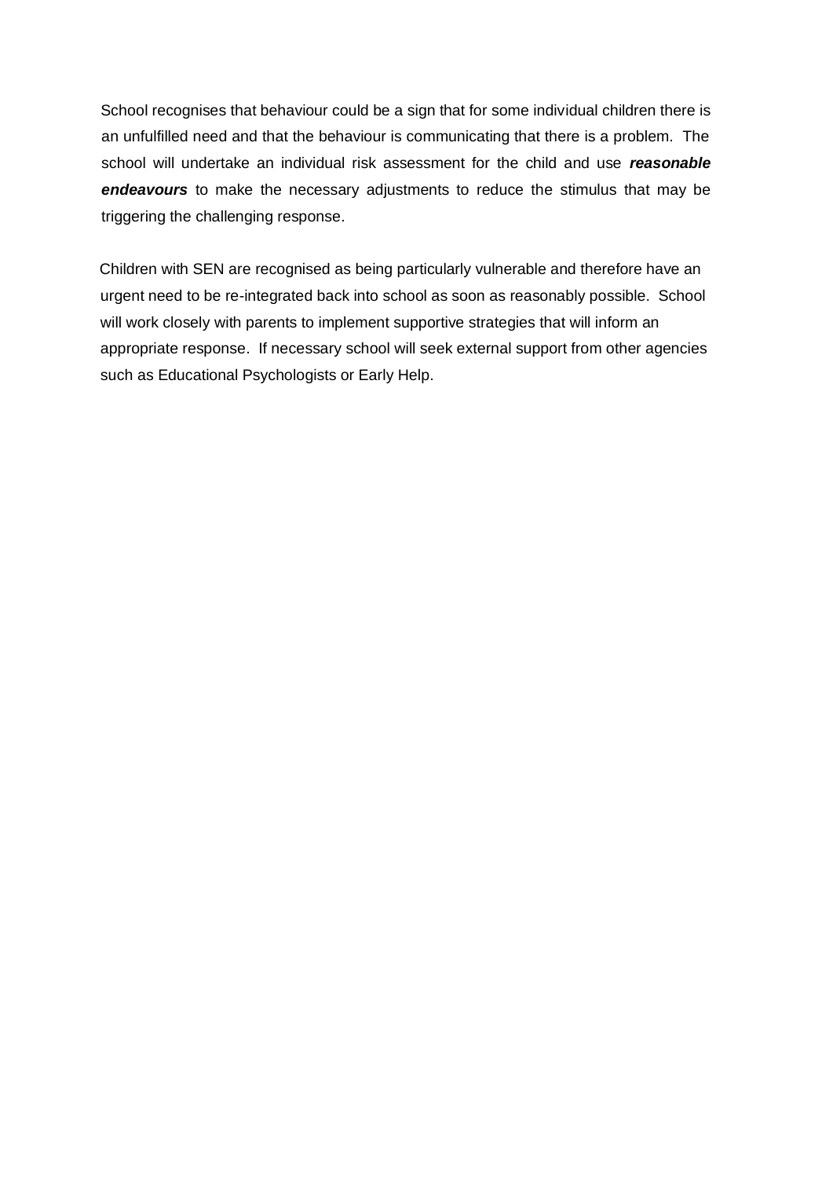School recognises that behaviour could be a sign that for some individual children there is an unfulfilled need and that the behaviour is communicating that there is a problem. The school will undertake an individual risk assessment for the child and use ***reasonable endeavours*** to make the necessary adjustments to reduce the stimulus that may be triggering the challenging response.

Children with SEN are recognised as being particularly vulnerable and therefore have an urgent need to be re-integrated back into school as soon as reasonably possible. School will work closely with parents to implement supportive strategies that will inform an appropriate response. If necessary school will seek external support from other agencies such as Educational Psychologists or Early Help.